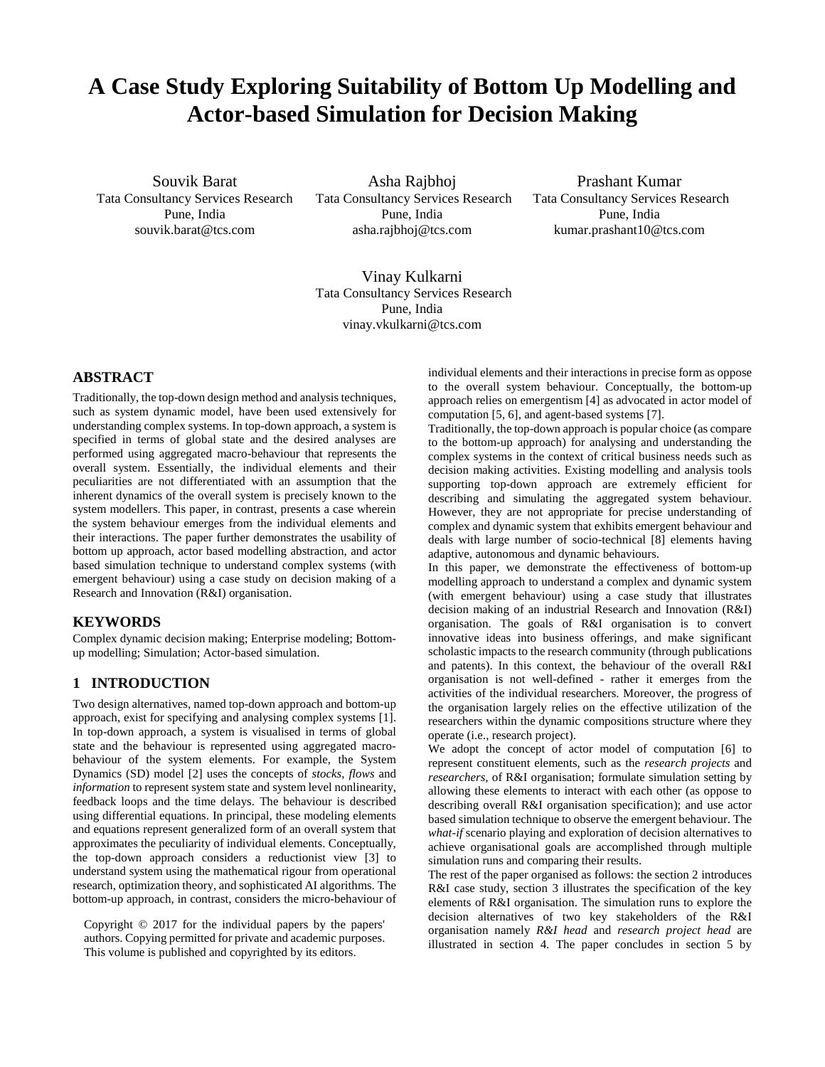# A Case Study Exploring Suitability of Bottom Up Modelling and Actor-based Simulation for Decision Making

Souvik Barat
Tata Consultancy Services Research
Pune, India
souvik.barat@tcs.com

Asha Rajbhoj
Tata Consultancy Services Research
Pune, India
asha.rajbhoj@tcs.com

Prashant Kumar
Tata Consultancy Services Research
Pune, India
kumar.prashant10@tcs.com

Vinay Kulkarni
Tata Consultancy Services Research
Pune, India
vinay.vkulkarni@tcs.com

## ABSTRACT

Traditionally, the top-down design method and analysis techniques, such as system dynamic model, have been used extensively for understanding complex systems. In top-down approach, a system is specified in terms of global state and the desired analyses are performed using aggregated macro-behaviour that represents the overall system. Essentially, the individual elements and their peculiarities are not differentiated with an assumption that the inherent dynamics of the overall system is precisely known to the system modellers. This paper, in contrast, presents a case wherein the system behaviour emerges from the individual elements and their interactions. The paper further demonstrates the usability of bottom up approach, actor based modelling abstraction, and actor based simulation technique to understand complex systems (with emergent behaviour) using a case study on decision making of a Research and Innovation (R&I) organisation.

## KEYWORDS

Complex dynamic decision making; Enterprise modeling; Bottom-up modelling; Simulation; Actor-based simulation.

## 1 INTRODUCTION

Two design alternatives, named top-down approach and bottom-up approach, exist for specifying and analysing complex systems [1]. In top-down approach, a system is visualised in terms of global state and the behaviour is represented using aggregated macro-behaviour of the system elements. For example, the System Dynamics (SD) model [2] uses the concepts of *stocks*, *flows* and *information* to represent system state and system level nonlinearity, feedback loops and the time delays. The behaviour is described using differential equations. In principal, these modeling elements and equations represent generalized form of an overall system that approximates the peculiarity of individual elements. Conceptually, the top-down approach considers a reductionist view [3] to understand system using the mathematical rigour from operational research, optimization theory, and sophisticated AI algorithms. The bottom-up approach, in contrast, considers the micro-behaviour of individual elements and their interactions in precise form as oppose to the overall system behaviour. Conceptually, the bottom-up approach relies on emergentism [4] as advocated in actor model of computation [5, 6], and agent-based systems [7].

Traditionally, the top-down approach is popular choice (as compare to the bottom-up approach) for analysing and understanding the complex systems in the context of critical business needs such as decision making activities. Existing modelling and analysis tools supporting top-down approach are extremely efficient for describing and simulating the aggregated system behaviour. However, they are not appropriate for precise understanding of complex and dynamic system that exhibits emergent behaviour and deals with large number of socio-technical [8] elements having adaptive, autonomous and dynamic behaviours.

In this paper, we demonstrate the effectiveness of bottom-up modelling approach to understand a complex and dynamic system (with emergent behaviour) using a case study that illustrates decision making of an industrial Research and Innovation (R&I) organisation. The goals of R&I organisation is to convert innovative ideas into business offerings, and make significant scholastic impacts to the research community (through publications and patents). In this context, the behaviour of the overall R&I organisation is not well-defined - rather it emerges from the activities of the individual researchers. Moreover, the progress of the organisation largely relies on the effective utilization of the researchers within the dynamic compositions structure where they operate (i.e., research project).

We adopt the concept of actor model of computation [6] to represent constituent elements, such as the *research projects* and *researchers*, of R&I organisation; formulate simulation setting by allowing these elements to interact with each other (as oppose to describing overall R&I organisation specification); and use actor based simulation technique to observe the emergent behaviour. The *what-if* scenario playing and exploration of decision alternatives to achieve organisational goals are accomplished through multiple simulation runs and comparing their results.

The rest of the paper organised as follows: the section 2 introduces R&I case study, section 3 illustrates the specification of the key elements of R&I organisation. The simulation runs to explore the decision alternatives of two key stakeholders of the R&I organisation namely *R&I head* and *research project head* are illustrated in section 4. The paper concludes in section 5 by

Copyright © 2017 for the individual papers by the papers' authors. Copying permitted for private and academic purposes. This volume is published and copyrighted by its editors.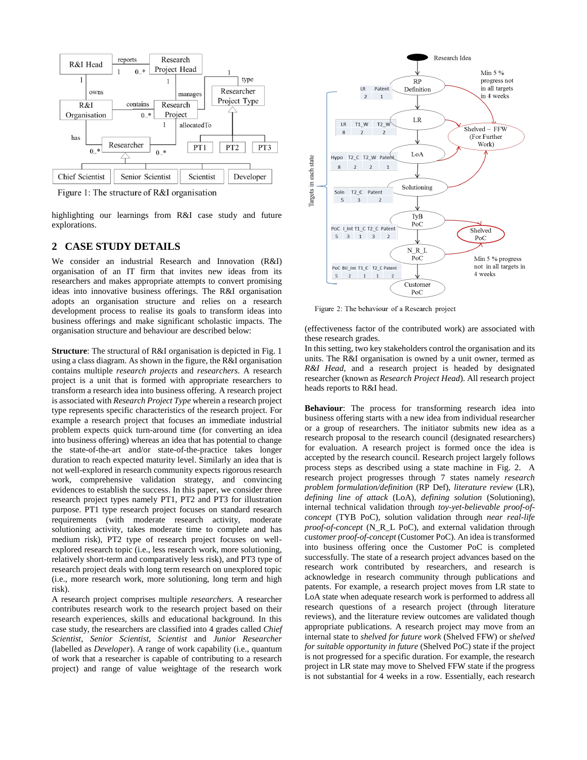Figure 1: The structure of R&I organisation

highlighting our learnings from R&I case study and future explorations.

## 2 CASE STUDY DETAILS

We consider an industrial Research and Innovation (R&I) organisation of an IT firm that invites new ideas from its researchers and makes appropriate attempts to convert promising ideas into innovative business offerings. The R&I organisation adopts an organisation structure and relies on a research development process to realise its goals to transform ideas into business offerings and make significant scholastic impacts. The organisation structure and behaviour are described below:

**Structure**: The structural of R&I organisation is depicted in Fig. 1 using a class diagram. As shown in the figure, the R&I organisation contains multiple *research projects* and *researchers*. A research project is a unit that is formed with appropriate researchers to transform a research idea into business offering. A research project is associated with *Research Project Type* wherein a research project type represents specific characteristics of the research project. For example a research project that focuses an immediate industrial problem expects quick turn-around time (for converting an idea into business offering) whereas an idea that has potential to change the state-of-the-art and/or state-of-the-practice takes longer duration to reach expected maturity level. Similarly an idea that is not well-explored in research community expects rigorous research work, comprehensive validation strategy, and convincing evidences to establish the success. In this paper, we consider three research project types namely PT1, PT2 and PT3 for illustration purpose. PT1 type research project focuses on standard research requirements (with moderate research activity, moderate solutioning activity, takes moderate time to complete and has medium risk), PT2 type of research project focuses on well-explored research topic (i.e., less research work, more solutioning, relatively short-term and comparatively less risk), and PT3 type of research project deals with long term research on unexplored topic (i.e., more research work, more solutioning, long term and high risk).

A research project comprises multiple *researchers.* A researcher contributes research work to the research project based on their research experiences, skills and educational background. In this case study, the researchers are classified into 4 grades called *Chief Scientist*, *Senior Scientist*, *Scientist* and *Junior Researcher* (labelled as *Developer*). A range of work capability (i.e., quantum of work that a researcher is capable of contributing to a research project) and range of value weightage of the research work (effectiveness factor of the contributed work) are associated with these research grades.

In this setting, two key stakeholders control the organisation and its units. The R&I organisation is owned by a unit owner, termed as *R&I Head*, and a research project is headed by designated researcher (known as *Research Project Head*). All research project heads reports to R&I head.

Figure 2: The behaviour of a Research project

**Behaviour**: The process for transforming research idea into business offering starts with a new idea from individual researcher or a group of researchers. The initiator submits new idea as a research proposal to the research council (designated researchers) for evaluation. A research project is formed once the idea is accepted by the research council. Research project largely follows process steps as described using a state machine in Fig. 2. A research project progresses through 7 states namely *research problem formulation/definition* (RP Def), *literature review* (LR), *defining line of attack* (LoA), *defining solution* (Solutioning), internal technical validation through *toy-yet-believable proof-of-concept* (TYB PoC), solution validation through *near real-life proof-of-concept* (N_R_L PoC), and external validation through *customer proof-of-concept* (Customer PoC). An idea is transformed into business offering once the Customer PoC is completed successfully. The state of a research project advances based on the research work contributed by researchers, and research is acknowledge in research community through publications and patents. For example, a research project moves from LR state to LoA state when adequate research work is performed to address all research questions of a research project (through literature reviews), and the literature review outcomes are validated though appropriate publications. A research project may move from an internal state to *shelved for future work* (Shelved FFW) or *shelved for suitable opportunity in future* (Shelved PoC) state if the project is not progressed for a specific duration. For example, the research project in LR state may move to Shelved FFW state if the progress is not substantial for 4 weeks in a row. Essentially, each research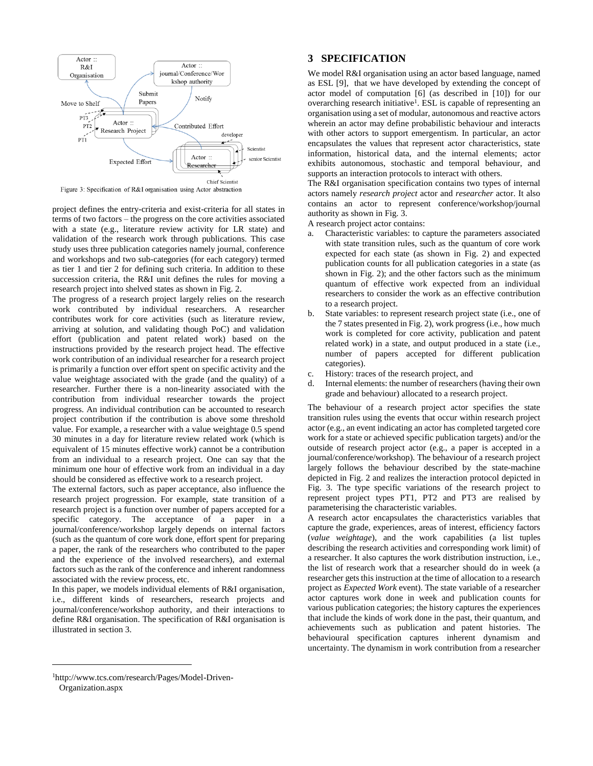Figure 3: Specification of R&I organisation using Actor abstraction

project defines the entry-criteria and exist-criteria for all states in terms of two factors – the progress on the core activities associated with a state (e.g., literature review activity for LR state) and validation of the research work through publications. This case study uses three publication categories namely journal, conference and workshops and two sub-categories (for each category) termed as tier 1 and tier 2 for defining such criteria. In addition to these succession criteria, the R&I unit defines the rules for moving a research project into shelved states as shown in Fig. 2.

The progress of a research project largely relies on the research work contributed by individual researchers. A researcher contributes work for core activities (such as literature review, arriving at solution, and validating though PoC) and validation effort (publication and patent related work) based on the instructions provided by the research project head. The effective work contribution of an individual researcher for a research project is primarily a function over effort spent on specific activity and the value weightage associated with the grade (and the quality) of a researcher. Further there is a non-linearity associated with the contribution from individual researcher towards the project progress. An individual contribution can be accounted to research project contribution if the contribution is above some threshold value. For example, a researcher with a value weightage 0.5 spend 30 minutes in a day for literature review related work (which is equivalent of 15 minutes effective work) cannot be a contribution from an individual to a research project. One can say that the minimum one hour of effective work from an individual in a day should be considered as effective work to a research project.

The external factors, such as paper acceptance, also influence the research project progression. For example, state transition of a research project is a function over number of papers accepted for a specific category. The acceptance of a paper in a journal/conference/workshop largely depends on internal factors (such as the quantum of core work done, effort spent for preparing a paper, the rank of the researchers who contributed to the paper and the experience of the involved researchers), and external factors such as the rank of the conference and inherent randomness associated with the review process, etc.

In this paper, we models individual elements of R&I organisation, i.e., different kinds of researchers, research projects and journal/conference/workshop authority, and their interactions to define R&I organisation. The specification of R&I organisation is illustrated in section 3.

## 3 SPECIFICATION

We model R&I organisation using an actor based language, named as ESL [9], that we have developed by extending the concept of actor model of computation [6] (as described in [10]) for our overarching research initiative[1]. ESL is capable of representing an organisation using a set of modular, autonomous and reactive actors wherein an actor may define probabilistic behaviour and interacts with other actors to support emergentism. In particular, an actor encapsulates the values that represent actor characteristics, state information, historical data, and the internal elements; actor exhibits autonomous, stochastic and temporal behaviour, and supports an interaction protocols to interact with others.

The R&I organisation specification contains two types of internal actors namely *research project* actor and *researcher* actor. It also contains an actor to represent conference/workshop/journal authority as shown in Fig. 3.

A research project actor contains:

a. Characteristic variables: to capture the parameters associated with state transition rules, such as the quantum of core work expected for each state (as shown in Fig. 2) and expected publication counts for all publication categories in a state (as shown in Fig. 2); and the other factors such as the minimum quantum of effective work expected from an individual researchers to consider the work as an effective contribution to a research project.
b. State variables: to represent research project state (i.e., one of the 7 states presented in Fig. 2), work progress (i.e., how much work is completed for core activity, publication and patent related work) in a state, and output produced in a state (i.e., number of papers accepted for different publication categories).
c. History: traces of the research project, and
d. Internal elements: the number of researchers (having their own grade and behaviour) allocated to a research project.

The behaviour of a research project actor specifies the state transition rules using the events that occur within research project actor (e.g., an event indicating an actor has completed targeted core work for a state or achieved specific publication targets) and/or the outside of research project actor (e.g., a paper is accepted in a journal/conference/workshop). The behaviour of a research project largely follows the behaviour described by the state-machine depicted in Fig. 2 and realizes the interaction protocol depicted in Fig. 3. The type specific variations of the research project to represent project types PT1, PT2 and PT3 are realised by parameterising the characteristic variables.

A research actor encapsulates the characteristics variables that capture the grade, experiences, areas of interest, efficiency factors (*value weightage*), and the work capabilities (a list tuples describing the research activities and corresponding work limit) of a researcher. It also captures the work distribution instruction, i.e., the list of research work that a researcher should do in week (a researcher gets this instruction at the time of allocation to a research project as *Expected Work* event). The state variable of a researcher actor captures work done in week and publication counts for various publication categories; the history captures the experiences that include the kinds of work done in the past, their quantum, and achievements such as publication and patent histories. The behavioural specification captures inherent dynamism and uncertainty. The dynamism in work contribution from a researcher

[1] http://www.tcs.com/research/Pages/Model-Driven-Organization.aspx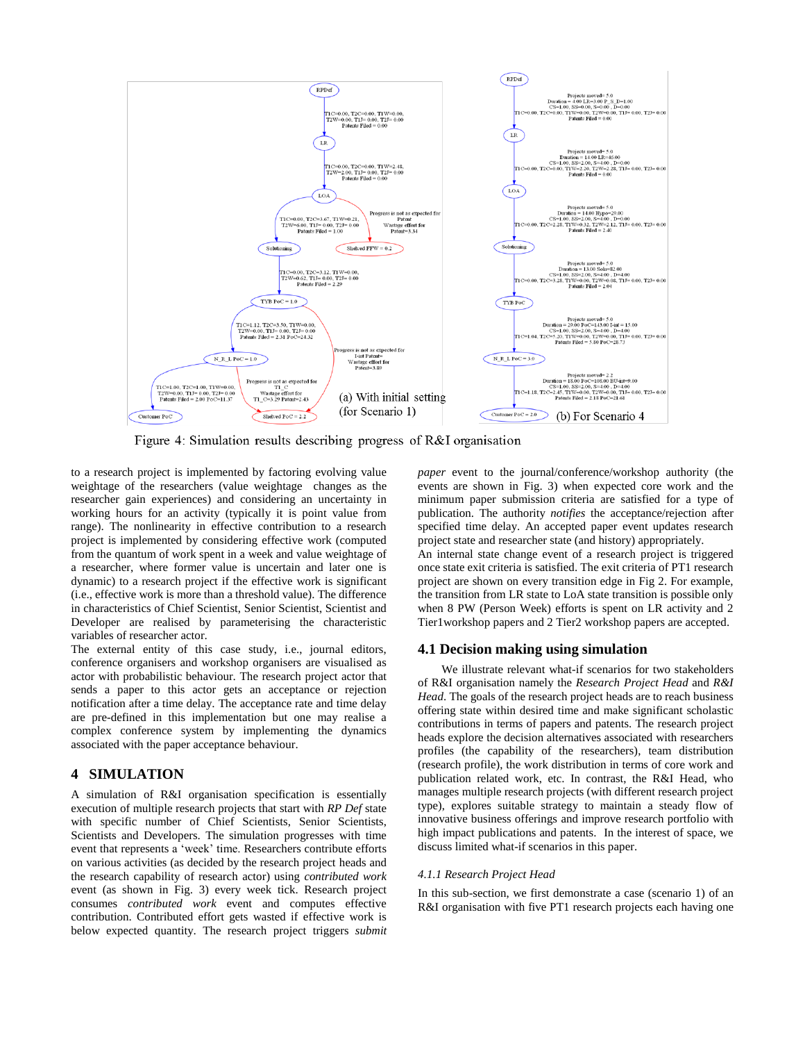Figure 4: Simulation results describing progress of R&I organisation

to a research project is implemented by factoring evolving value weightage of the researchers (value weightage changes as the researcher gain experiences) and considering an uncertainty in working hours for an activity (typically it is point value from range). The nonlinearity in effective contribution to a research project is implemented by considering effective work (computed from the quantum of work spent in a week and value weightage of a researcher, where former value is uncertain and later one is dynamic) to a research project if the effective work is significant (i.e., effective work is more than a threshold value). The difference in characteristics of Chief Scientist, Senior Scientist, Scientist and Developer are realised by parameterising the characteristic variables of researcher actor.

The external entity of this case study, i.e., journal editors, conference organisers and workshop organisers are visualised as actor with probabilistic behaviour. The research project actor that sends a paper to this actor gets an acceptance or rejection notification after a time delay. The acceptance rate and time delay are pre-defined in this implementation but one may realise a complex conference system by implementing the dynamics associated with the paper acceptance behaviour.

## 4 SIMULATION

A simulation of R&I organisation specification is essentially execution of multiple research projects that start with *RP Def* state with specific number of Chief Scientists, Senior Scientists, Scientists and Developers. The simulation progresses with time event that represents a 'week' time. Researchers contribute efforts on various activities (as decided by the research project heads and the research capability of research actor) using *contributed work* event (as shown in Fig. 3) every week tick. Research project consumes *contributed work* event and computes effective contribution. Contributed effort gets wasted if effective work is below expected quantity. The research project triggers *submit paper* event to the journal/conference/workshop authority (the events are shown in Fig. 3) when expected core work and the minimum paper submission criteria are satisfied for a type of publication. The authority *notifies* the acceptance/rejection after specified time delay. An accepted paper event updates research project state and researcher state (and history) appropriately.

An internal state change event of a research project is triggered once state exit criteria is satisfied. The exit criteria of PT1 research project are shown on every transition edge in Fig 2. For example, the transition from LR state to LoA state transition is possible only when 8 PW (Person Week) efforts is spent on LR activity and 2 Tier1workshop papers and 2 Tier2 workshop papers are accepted.

### 4.1 Decision making using simulation

We illustrate relevant what-if scenarios for two stakeholders of R&I organisation namely the *Research Project Head* and *R&I Head*. The goals of the research project heads are to reach business offering state within desired time and make significant scholastic contributions in terms of papers and patents. The research project heads explore the decision alternatives associated with researchers profiles (the capability of the researchers), team distribution (research profile), the work distribution in terms of core work and publication related work, etc. In contrast, the R&I Head, who manages multiple research projects (with different research project type), explores suitable strategy to maintain a steady flow of innovative business offerings and improve research portfolio with high impact publications and patents. In the interest of space, we discuss limited what-if scenarios in this paper.

#### *4.1.1 Research Project Head*

In this sub-section, we first demonstrate a case (scenario 1) of an R&I organisation with five PT1 research projects each having one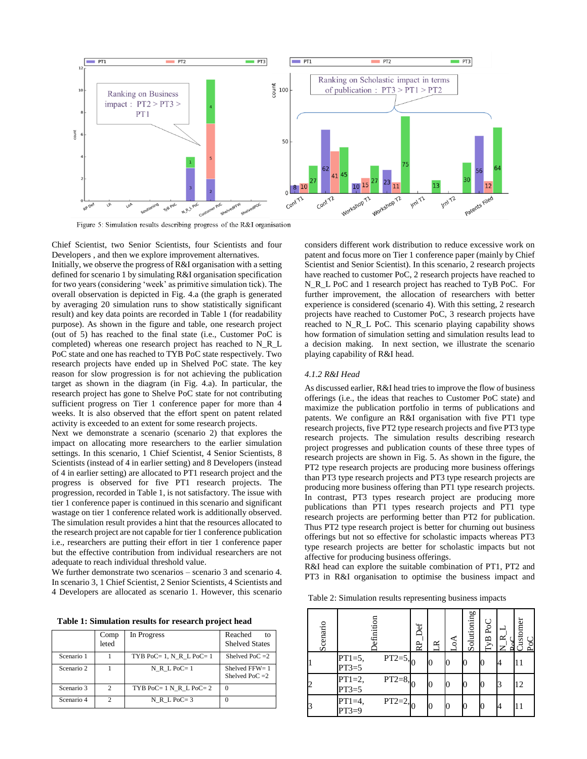Figure 5: Simulation results describing progress of the R&I organisation

Chief Scientist, two Senior Scientists, four Scientists and four Developers , and then we explore improvement alternatives.

Initially, we observe the progress of R&I organisation with a setting defined for scenario 1 by simulating R&I organisation specification for two years (considering 'week' as primitive simulation tick). The overall observation is depicted in Fig. 4.a (the graph is generated by averaging 20 simulation runs to show statistically significant result) and key data points are recorded in Table 1 (for readability purpose). As shown in the figure and table, one research project (out of 5) has reached to the final state (i.e., Customer PoC is completed) whereas one research project has reached to N_R_L PoC state and one has reached to TYB PoC state respectively. Two research projects have ended up in Shelved PoC state. The key reason for slow progression is for not achieving the publication target as shown in the diagram (in Fig. 4.a). In particular, the research project has gone to Shelve PoC state for not contributing sufficient progress on Tier 1 conference paper for more than 4 weeks. It is also observed that the effort spent on patent related activity is exceeded to an extent for some research projects.

Next we demonstrate a scenario (scenario 2) that explores the impact on allocating more researchers to the earlier simulation settings. In this scenario, 1 Chief Scientist, 4 Senior Scientists, 8 Scientists (instead of 4 in earlier setting) and 8 Developers (instead of 4 in earlier setting) are allocated to PT1 research project and the progress is observed for five PT1 research projects. The progression, recorded in Table 1, is not satisfactory. The issue with tier 1 conference paper is continued in this scenario and significant wastage on tier 1 conference related work is additionally observed. The simulation result provides a hint that the resources allocated to the research project are not capable for tier 1 conference publication i.e., researchers are putting their effort in tier 1 conference paper but the effective contribution from individual researchers are not adequate to reach individual threshold value.

We further demonstrate two scenarios – scenario 3 and scenario 4. In scenario 3, 1 Chief Scientist, 2 Senior Scientists, 4 Scientists and 4 Developers are allocated as scenario 1. However, this scenario considers different work distribution to reduce excessive work on patent and focus more on Tier 1 conference paper (mainly by Chief Scientist and Senior Scientist). In this scenario, 2 research projects have reached to customer PoC, 2 research projects have reached to N_R_L PoC and 1 research project has reached to TyB PoC. For further improvement, the allocation of researchers with better experience is considered (scenario 4). With this setting, 2 research projects have reached to Customer PoC, 3 research projects have reached to N_R_L PoC. This scenario playing capability shows how formation of simulation setting and simulation results lead to a decision making. In next section, we illustrate the scenario playing capability of R&I head.

**Table 1: Simulation results for research project head**

| | Completed | In Progress | Reached to Shelved States |
|---|---|---|---|
| Scenario 1 | 1 | TYB PoC= 1, N_R_L PoC= 1 | Shelved PoC =2 |
| Scenario 2 | 1 | N_R_L PoC= 1 | Shelved FFW= 1 Shelved PoC =2 |
| Scenario 3 | 2 | TYB PoC= 1 N_R_L PoC= 2 | 0 |
| Scenario 4 | 2 | N_R_L PoC= 3 | 0 |

### *4.1.2 R&I Head*

As discussed earlier, R&I head tries to improve the flow of business offerings (i.e., the ideas that reaches to Customer PoC state) and maximize the publication portfolio in terms of publications and patents. We configure an R&I organisation with five PT1 type research projects, five PT2 type research projects and five PT3 type research projects. The simulation results describing research project progresses and publication counts of these three types of research projects are shown in Fig. 5. As shown in the figure, the PT2 type research projects are producing more business offerings than PT3 type research projects and PT3 type research projects are producing more business offering than PT1 type research projects. In contrast, PT3 types research project are producing more publications than PT1 types research projects and PT1 type research projects are performing better than PT2 for publication. Thus PT2 type research project is better for churning out business offerings but not so effective for scholastic impacts whereas PT3 type research projects are better for scholastic impacts but not affective for producing business offerings.

R&I head can explore the suitable combination of PT1, PT2 and PT3 in R&I organisation to optimise the business impact and

Table 2: Simulation results representing business impacts

| Scenario | Definition | RP_Def | LR | LoA | Solutioning | TyB PoC | N_R_L PoC | Customer PoC |
|---|---|---|---|---|---|---|---|---|
| 1 | PT1=5, PT2=5, PT3=5 | 0 | 0 | 0 | 0 | 0 | 4 | 11 |
| 2 | PT1=2, PT2=8, PT3=5 | 0 | 0 | 0 | 0 | 0 | 3 | 12 |
| 3 | PT1=4, PT2=2, PT3=9 | 0 | 0 | 0 | 0 | 0 | 4 | 11 |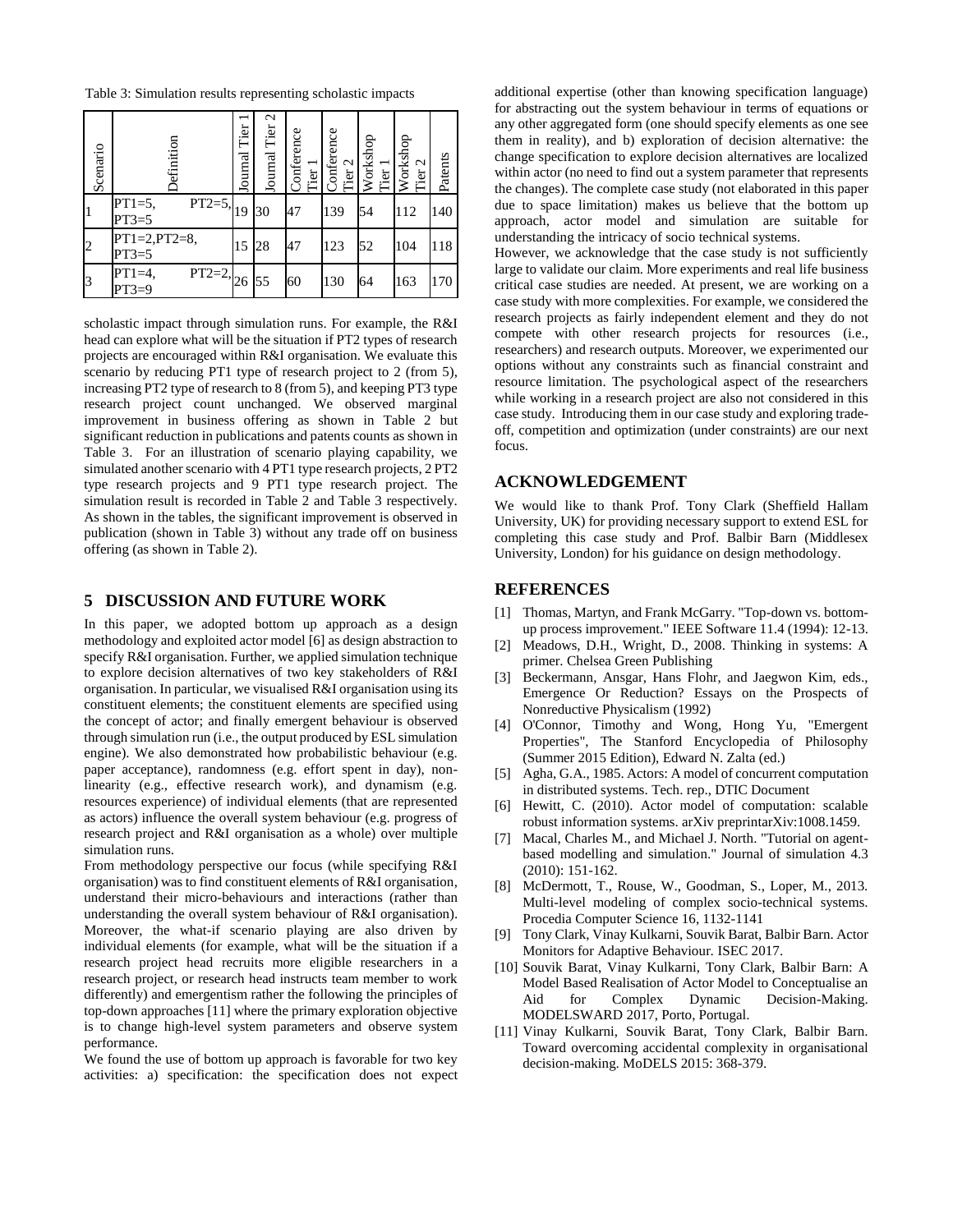Table 3: Simulation results representing scholastic impacts

| Scenario | Definition | Journal Tier 1 | Journal Tier 2 | Conference Tier 1 | Conference Tier 2 | Workshop Tier 1 | Workshop Tier 2 | Patents |
|---|---|---|---|---|---|---|---|---|
| 1 | PT1=5, PT2=5, PT3=5 | 19 | 30 | 47 | 139 | 54 | 112 | 140 |
| 2 | PT1=2,PT2=8, PT3=5 | 15 | 28 | 47 | 123 | 52 | 104 | 118 |
| 3 | PT1=4, PT2=2, PT3=9 | 26 | 55 | 60 | 130 | 64 | 163 | 170 |

scholastic impact through simulation runs. For example, the R&I head can explore what will be the situation if PT2 types of research projects are encouraged within R&I organisation. We evaluate this scenario by reducing PT1 type of research project to 2 (from 5), increasing PT2 type of research to 8 (from 5), and keeping PT3 type research project count unchanged. We observed marginal improvement in business offering as shown in Table 2 but significant reduction in publications and patents counts as shown in Table 3. For an illustration of scenario playing capability, we simulated another scenario with 4 PT1 type research projects, 2 PT2 type research projects and 9 PT1 type research project. The simulation result is recorded in Table 2 and Table 3 respectively. As shown in the tables, the significant improvement is observed in publication (shown in Table 3) without any trade off on business offering (as shown in Table 2).

## 5 DISCUSSION AND FUTURE WORK

In this paper, we adopted bottom up approach as a design methodology and exploited actor model [6] as design abstraction to specify R&I organisation. Further, we applied simulation technique to explore decision alternatives of two key stakeholders of R&I organisation. In particular, we visualised R&I organisation using its constituent elements; the constituent elements are specified using the concept of actor; and finally emergent behaviour is observed through simulation run (i.e., the output produced by ESL simulation engine). We also demonstrated how probabilistic behaviour (e.g. paper acceptance), randomness (e.g. effort spent in day), non-linearity (e.g., effective research work), and dynamism (e.g. resources experience) of individual elements (that are represented as actors) influence the overall system behaviour (e.g. progress of research project and R&I organisation as a whole) over multiple simulation runs.

From methodology perspective our focus (while specifying R&I organisation) was to find constituent elements of R&I organisation, understand their micro-behaviours and interactions (rather than understanding the overall system behaviour of R&I organisation). Moreover, the what-if scenario playing are also driven by individual elements (for example, what will be the situation if a research project head recruits more eligible researchers in a research project, or research head instructs team member to work differently) and emergentism rather the following the principles of top-down approaches [11] where the primary exploration objective is to change high-level system parameters and observe system performance.

We found the use of bottom up approach is favorable for two key activities: a) specification: the specification does not expect additional expertise (other than knowing specification language) for abstracting out the system behaviour in terms of equations or any other aggregated form (one should specify elements as one see them in reality), and b) exploration of decision alternative: the change specification to explore decision alternatives are localized within actor (no need to find out a system parameter that represents the changes). The complete case study (not elaborated in this paper due to space limitation) makes us believe that the bottom up approach, actor model and simulation are suitable for understanding the intricacy of socio technical systems.

However, we acknowledge that the case study is not sufficiently large to validate our claim. More experiments and real life business critical case studies are needed. At present, we are working on a case study with more complexities. For example, we considered the research projects as fairly independent element and they do not compete with other research projects for resources (i.e., researchers) and research outputs. Moreover, we experimented our options without any constraints such as financial constraint and resource limitation. The psychological aspect of the researchers while working in a research project are also not considered in this case study. Introducing them in our case study and exploring trade-off, competition and optimization (under constraints) are our next focus.

## ACKNOWLEDGEMENT

We would like to thank Prof. Tony Clark (Sheffield Hallam University, UK) for providing necessary support to extend ESL for completing this case study and Prof. Balbir Barn (Middlesex University, London) for his guidance on design methodology.

## REFERENCES

[1] Thomas, Martyn, and Frank McGarry. "Top-down vs. bottom-up process improvement." IEEE Software 11.4 (1994): 12-13.

[2] Meadows, D.H., Wright, D., 2008. Thinking in systems: A primer. Chelsea Green Publishing

[3] Beckermann, Ansgar, Hans Flohr, and Jaegwon Kim, eds., Emergence Or Reduction? Essays on the Prospects of Nonreductive Physicalism (1992)

[4] O'Connor, Timothy and Wong, Hong Yu, "Emergent Properties", The Stanford Encyclopedia of Philosophy (Summer 2015 Edition), Edward N. Zalta (ed.)

[5] Agha, G.A., 1985. Actors: A model of concurrent computation in distributed systems. Tech. rep., DTIC Document

[6] Hewitt, C. (2010). Actor model of computation: scalable robust information systems. arXiv preprintarXiv:1008.1459.

[7] Macal, Charles M., and Michael J. North. "Tutorial on agent-based modelling and simulation." Journal of simulation 4.3 (2010): 151-162.

[8] McDermott, T., Rouse, W., Goodman, S., Loper, M., 2013. Multi-level modeling of complex socio-technical systems. Procedia Computer Science 16, 1132-1141

[9] Tony Clark, Vinay Kulkarni, Souvik Barat, Balbir Barn. Actor Monitors for Adaptive Behaviour. ISEC 2017.

[10] Souvik Barat, Vinay Kulkarni, Tony Clark, Balbir Barn: A Model Based Realisation of Actor Model to Conceptualise an Aid for Complex Dynamic Decision-Making. MODELSWARD 2017, Porto, Portugal.

[11] Vinay Kulkarni, Souvik Barat, Tony Clark, Balbir Barn. Toward overcoming accidental complexity in organisational decision-making. MoDELS 2015: 368-379.